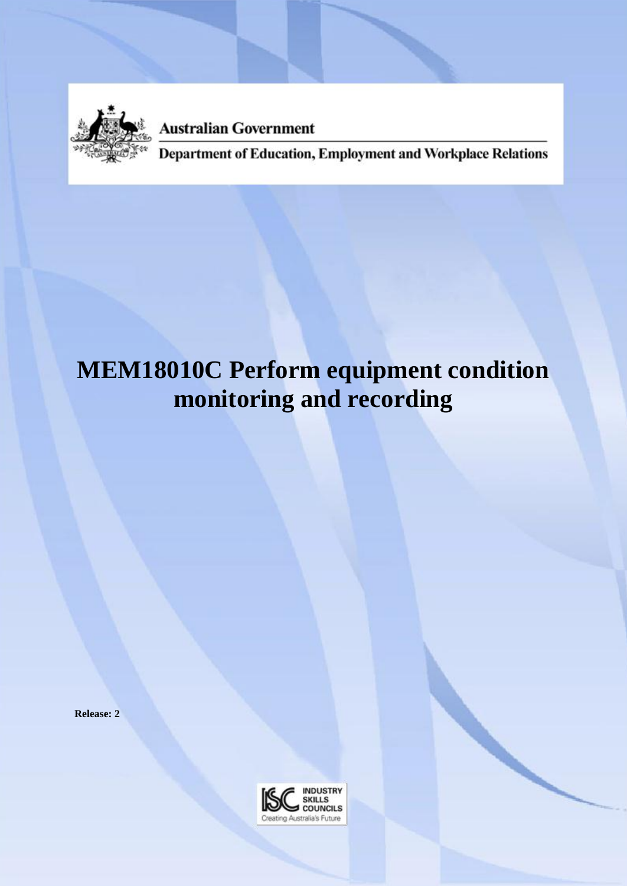Australian Government

Department of Education, Employment and Workplace Relations

# MEM18010C Perform equipment condition monitoring and recording

**Release: 2**

INDUSTRY SKILLS COUNCILS

Creating Australia's Future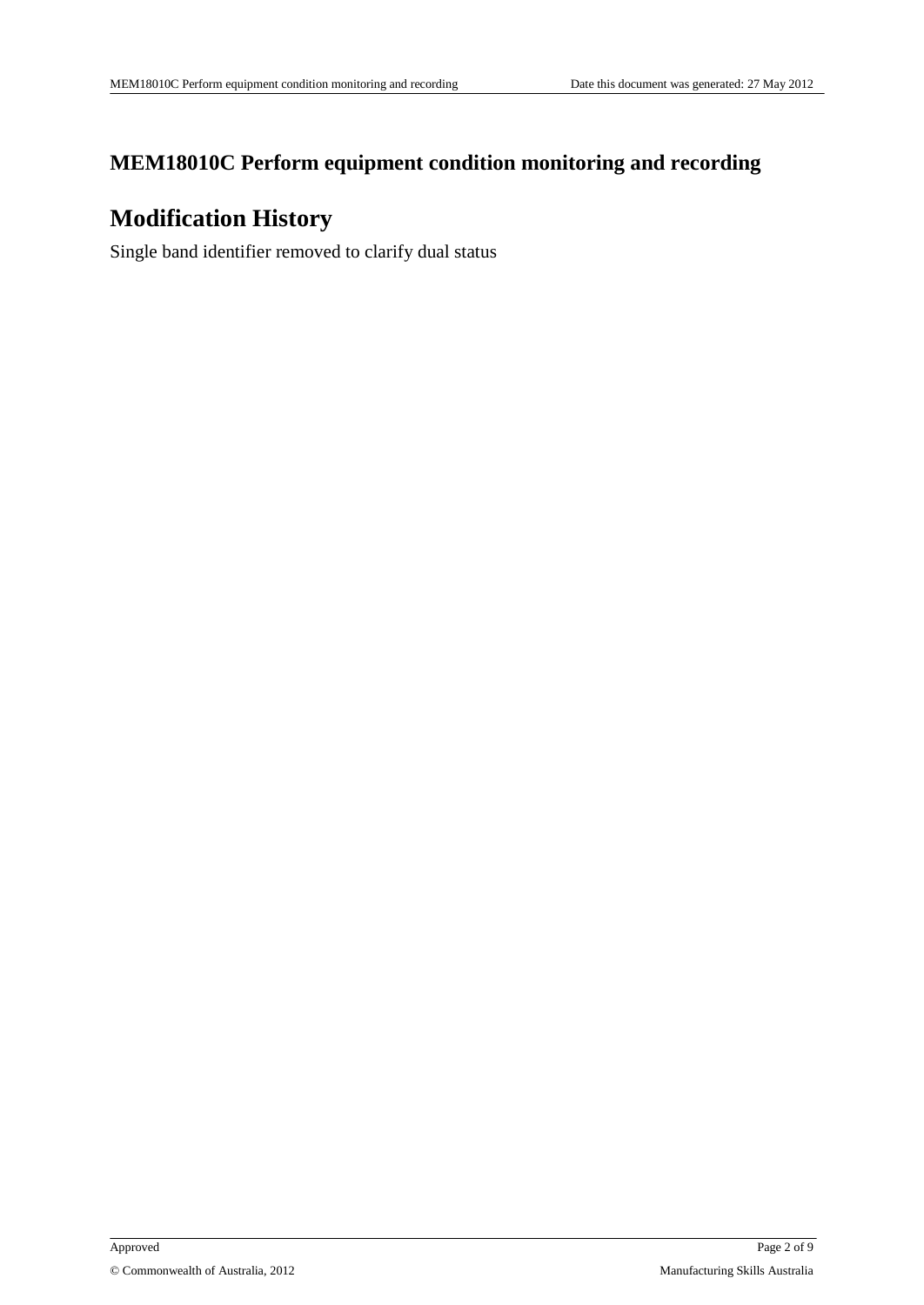# MEM18010C Perform equipment condition monitoring and recording

## Modification History

Single band identifier removed to clarify dual status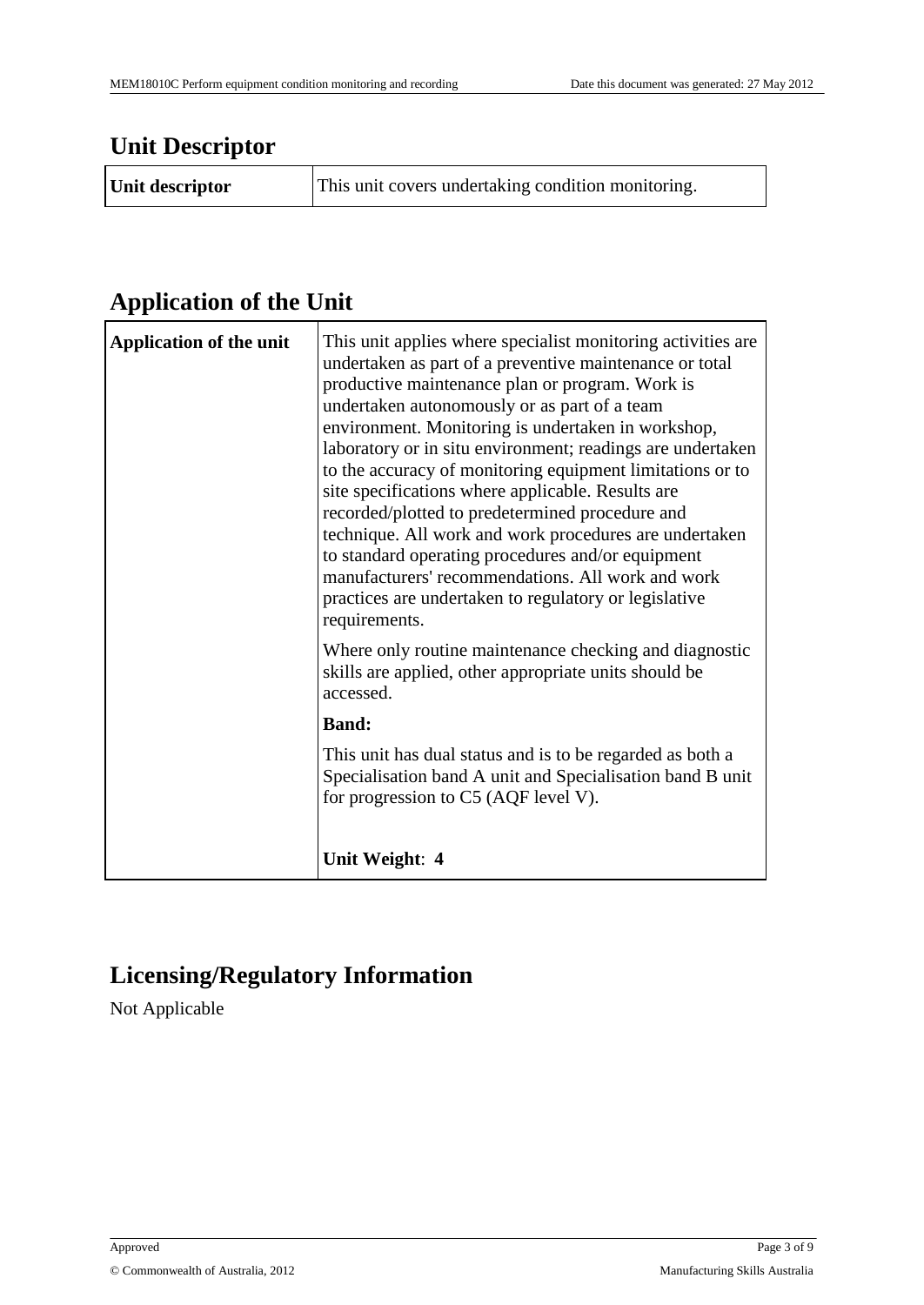## Unit Descriptor

| Unit descriptor | This unit covers undertaking condition monitoring. |
|---|---|

## Application of the Unit

| Application of the unit | This unit applies where specialist monitoring activities are undertaken as part of a preventive maintenance or total productive maintenance plan or program. Work is undertaken autonomously or as part of a team environment. Monitoring is undertaken in workshop, laboratory or in situ environment; readings are undertaken to the accuracy of monitoring equipment limitations or to site specifications where applicable. Results are recorded/plotted to predetermined procedure and technique. All work and work procedures are undertaken to standard operating procedures and/or equipment manufacturers' recommendations. All work and work practices are undertaken to regulatory or legislative requirements.<br><br>Where only routine maintenance checking and diagnostic skills are applied, other appropriate units should be accessed.<br><br>**Band:**<br><br>This unit has dual status and is to be regarded as both a Specialisation band A unit and Specialisation band B unit for progression to C5 (AQF level V).<br><br>**Unit Weight**: **4** |
|---|---|

## Licensing/Regulatory Information

Not Applicable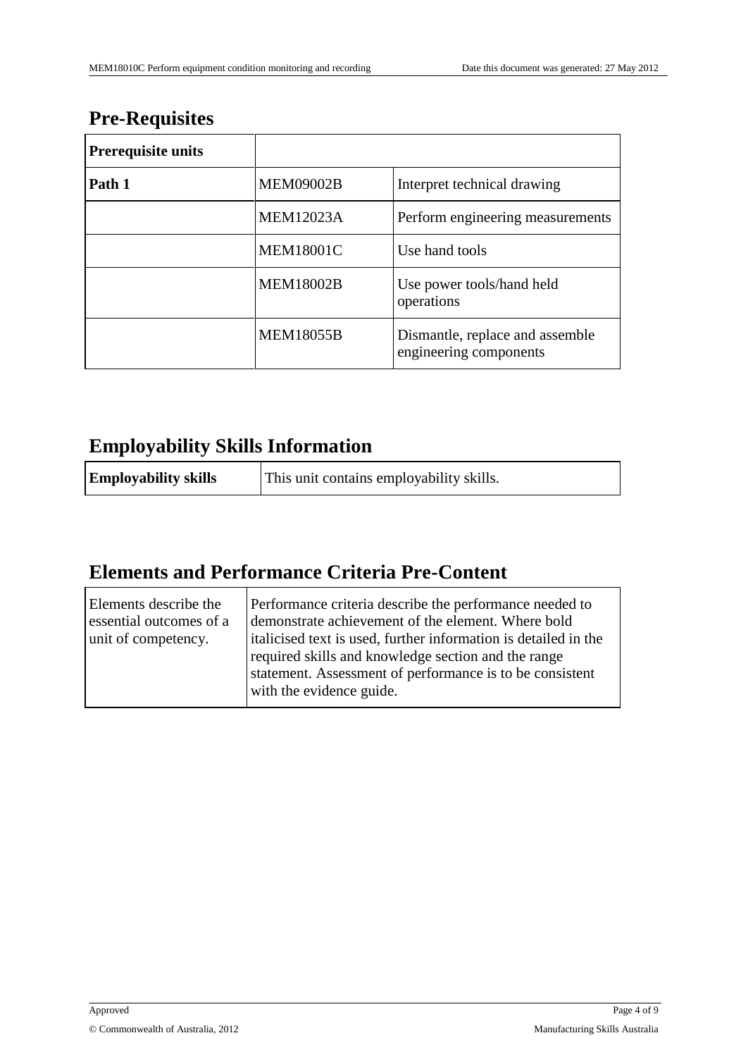## Pre-Requisites

| Prerequisite units | | |
|---|---|---|
| **Path 1** | MEM09002B | Interpret technical drawing |
| | MEM12023A | Perform engineering measurements |
| | MEM18001C | Use hand tools |
| | MEM18002B | Use power tools/hand held operations |
| | MEM18055B | Dismantle, replace and assemble engineering components |

## Employability Skills Information

| **Employability skills** | This unit contains employability skills. |
|---|---|

## Elements and Performance Criteria Pre-Content

| Elements describe the essential outcomes of a unit of competency. | Performance criteria describe the performance needed to demonstrate achievement of the element. Where bold italicised text is used, further information is detailed in the required skills and knowledge section and the range statement. Assessment of performance is to be consistent with the evidence guide. |
|---|---|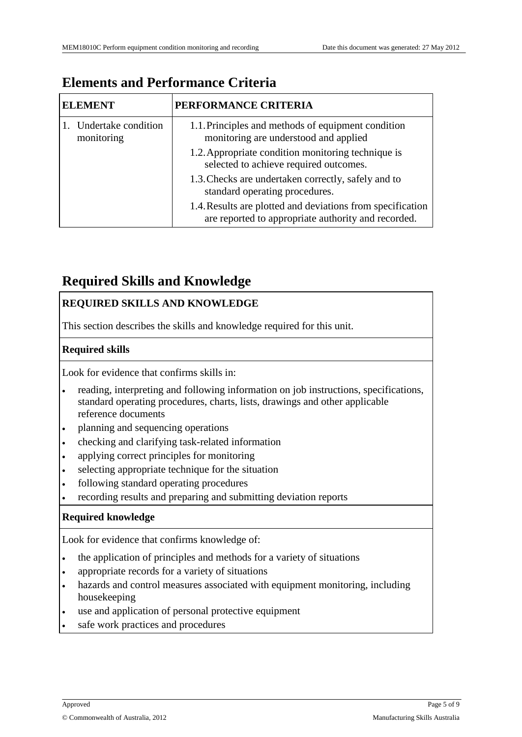## Elements and Performance Criteria

| ELEMENT | PERFORMANCE CRITERIA |
| --- | --- |
| 1. Undertake condition monitoring | 1.1. Principles and methods of equipment condition monitoring are understood and applied<br>1.2. Appropriate condition monitoring technique is selected to achieve required outcomes.<br>1.3. Checks are undertaken correctly, safely and to standard operating procedures.<br>1.4. Results are plotted and deviations from specification are reported to appropriate authority and recorded. |

## Required Skills and Knowledge

**REQUIRED SKILLS AND KNOWLEDGE**

This section describes the skills and knowledge required for this unit.

**Required skills**

Look for evidence that confirms skills in:

- reading, interpreting and following information on job instructions, specifications, standard operating procedures, charts, lists, drawings and other applicable reference documents
- planning and sequencing operations
- checking and clarifying task-related information
- applying correct principles for monitoring
- selecting appropriate technique for the situation
- following standard operating procedures
- recording results and preparing and submitting deviation reports

**Required knowledge**

Look for evidence that confirms knowledge of:

- the application of principles and methods for a variety of situations
- appropriate records for a variety of situations
- hazards and control measures associated with equipment monitoring, including housekeeping
- use and application of personal protective equipment
- safe work practices and procedures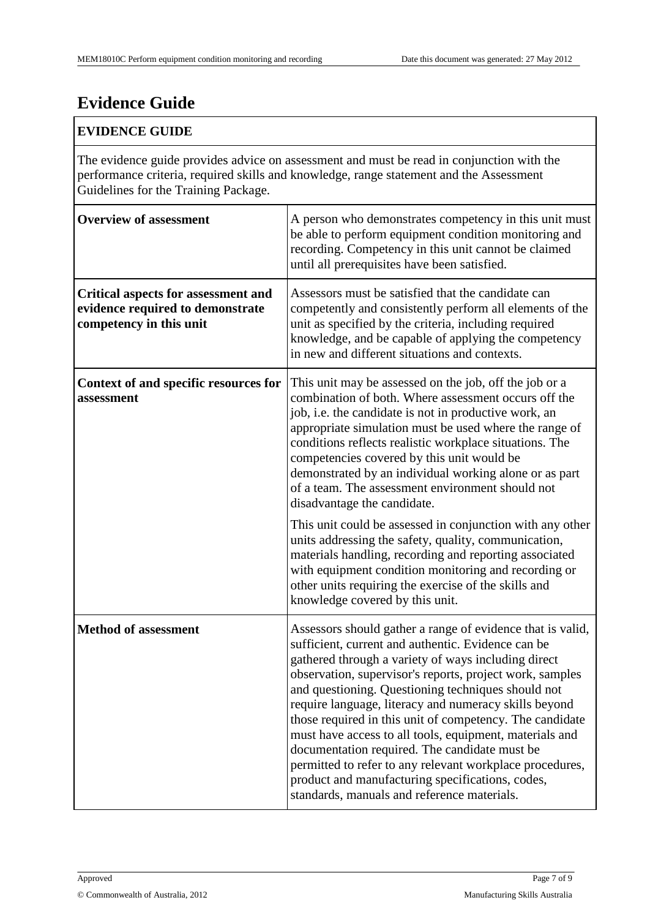# Evidence Guide

| EVIDENCE GUIDE | |
|---|---|
| The evidence guide provides advice on assessment and must be read in conjunction with the performance criteria, required skills and knowledge, range statement and the Assessment Guidelines for the Training Package. | |
| **Overview of assessment** | A person who demonstrates competency in this unit must be able to perform equipment condition monitoring and recording. Competency in this unit cannot be claimed until all prerequisites have been satisfied. |
| **Critical aspects for assessment and evidence required to demonstrate competency in this unit** | Assessors must be satisfied that the candidate can competently and consistently perform all elements of the unit as specified by the criteria, including required knowledge, and be capable of applying the competency in new and different situations and contexts. |
| **Context of and specific resources for assessment** | This unit may be assessed on the job, off the job or a combination of both. Where assessment occurs off the job, i.e. the candidate is not in productive work, an appropriate simulation must be used where the range of conditions reflects realistic workplace situations. The competencies covered by this unit would be demonstrated by an individual working alone or as part of a team. The assessment environment should not disadvantage the candidate.<br><br>This unit could be assessed in conjunction with any other units addressing the safety, quality, communication, materials handling, recording and reporting associated with equipment condition monitoring and recording or other units requiring the exercise of the skills and knowledge covered by this unit. |
| **Method of assessment** | Assessors should gather a range of evidence that is valid, sufficient, current and authentic. Evidence can be gathered through a variety of ways including direct observation, supervisor's reports, project work, samples and questioning. Questioning techniques should not require language, literacy and numeracy skills beyond those required in this unit of competency. The candidate must have access to all tools, equipment, materials and documentation required. The candidate must be permitted to refer to any relevant workplace procedures, product and manufacturing specifications, codes, standards, manuals and reference materials. |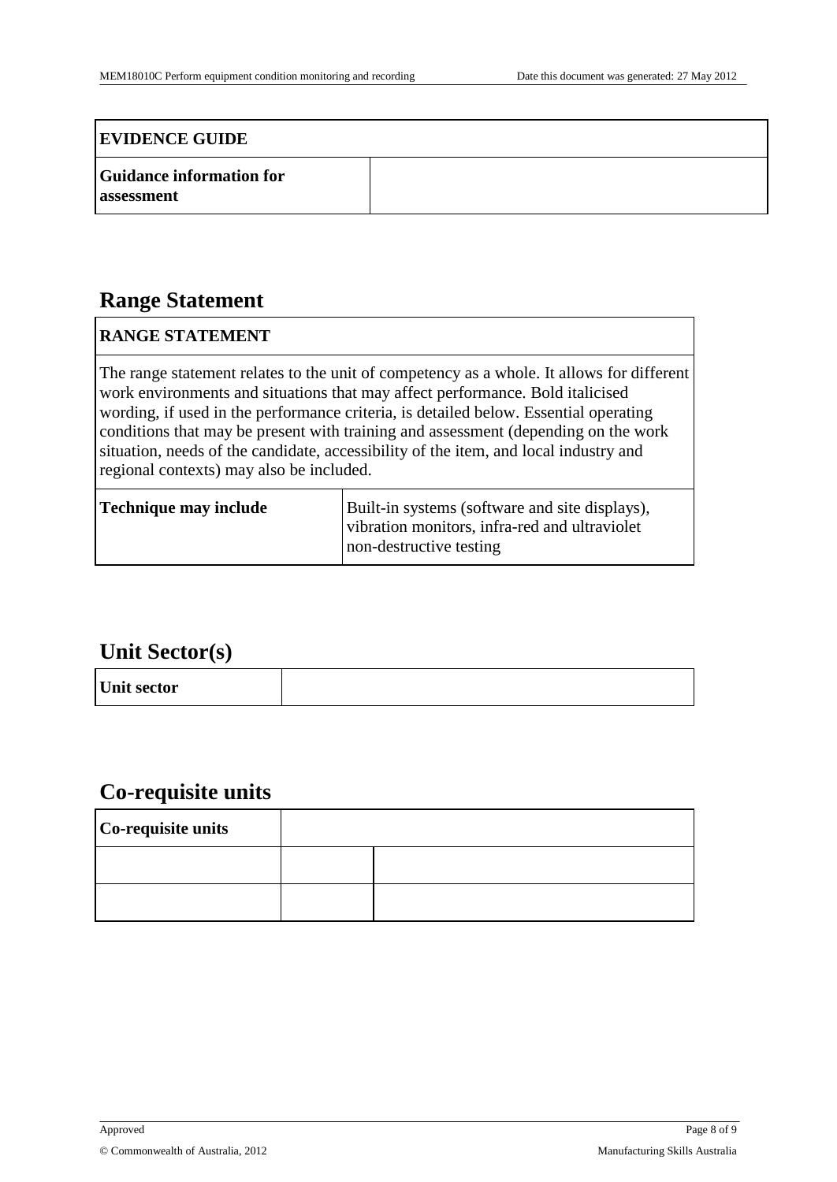| EVIDENCE GUIDE | |
|---|---|
| **Guidance information for assessment** | |

## Range Statement

| RANGE STATEMENT | |
|---|---|
| The range statement relates to the unit of competency as a whole. It allows for different work environments and situations that may affect performance. Bold italicised wording, if used in the performance criteria, is detailed below. Essential operating conditions that may be present with training and assessment (depending on the work situation, needs of the candidate, accessibility of the item, and local industry and regional contexts) may also be included. | |
| **Technique may include** | Built-in systems (software and site displays), vibration monitors, infra-red and ultraviolet non-destructive testing |

## Unit Sector(s)

| Unit sector | |
|---|---|

## Co-requisite units

| Co-requisite units | | |
|---|---|---|
| | | |
| | | |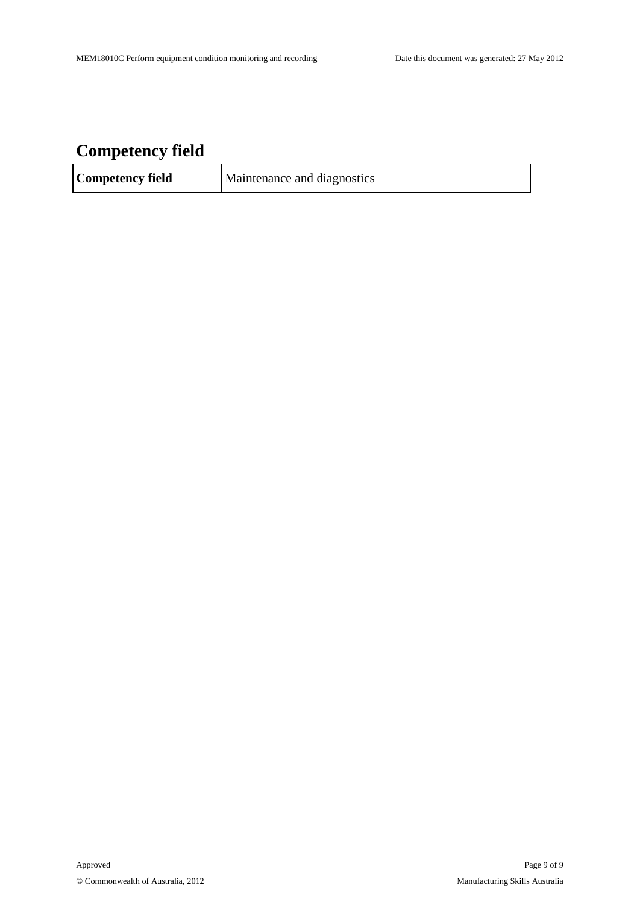# Competency field

| | |
|---|---|
| **Competency field** | Maintenance and diagnostics |